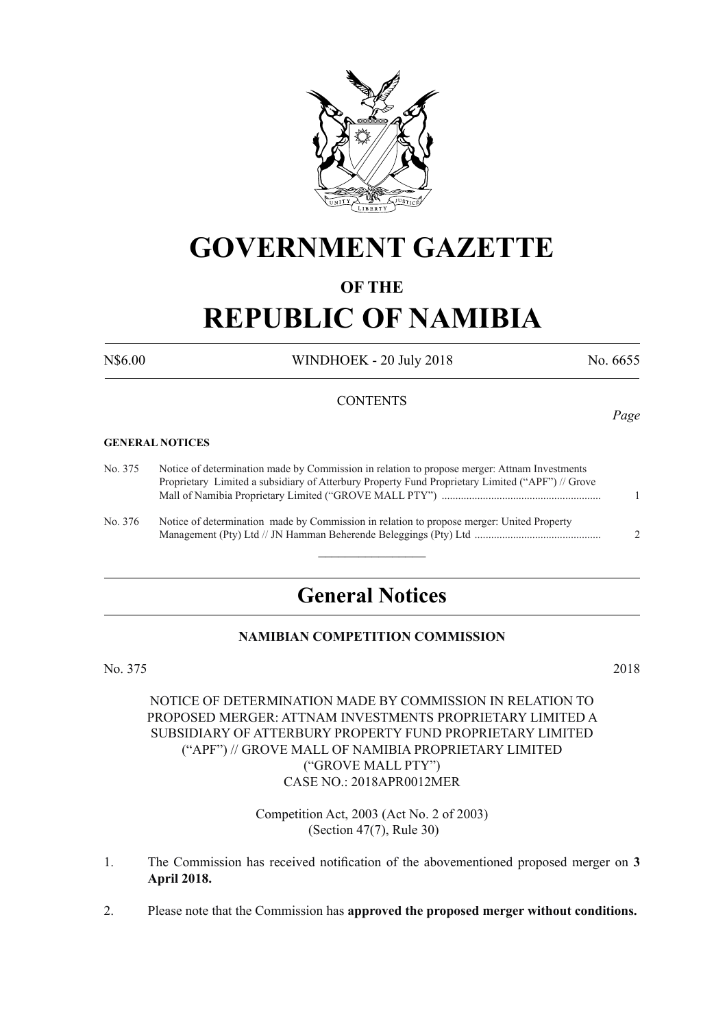# GOVERNMENT GAZETTE

## OF THE

# REPUBLIC OF NAMIBIA

N$6.00 WINDHOEK - 20 July 2018 No. 6655

CONTENTS

*Page*

**GENERAL NOTICES**

| | | |
|---|---|---|
| No. 375 | Notice of determination made by Commission in relation to propose merger: Attnam Investments Proprietary Limited a subsidiary of Atterbury Property Fund Proprietary Limited ("APF") // Grove Mall of Namibia Proprietary Limited ("GROVE MALL PTY") | 1 |
| No. 376 | Notice of determination made by Commission in relation to propose merger: United Property Management (Pty) Ltd // JN Hamman Beherende Beleggings (Pty) Ltd | 2 |

## General Notices

### NAMIBIAN COMPETITION COMMISSION

No. 375 2018

NOTICE OF DETERMINATION MADE BY COMMISSION IN RELATION TO PROPOSED MERGER: ATTNAM INVESTMENTS PROPRIETARY LIMITED A SUBSIDIARY OF ATTERBURY PROPERTY FUND PROPRIETARY LIMITED ("APF") // GROVE MALL OF NAMIBIA PROPRIETARY LIMITED ("GROVE MALL PTY")
CASE NO.: 2018APR0012MER

Competition Act, 2003 (Act No. 2 of 2003)
(Section 47(7), Rule 30)

1. The Commission has received notification of the abovementioned proposed merger on **3 April 2018.**

2. Please note that the Commission has **approved the proposed merger without conditions.**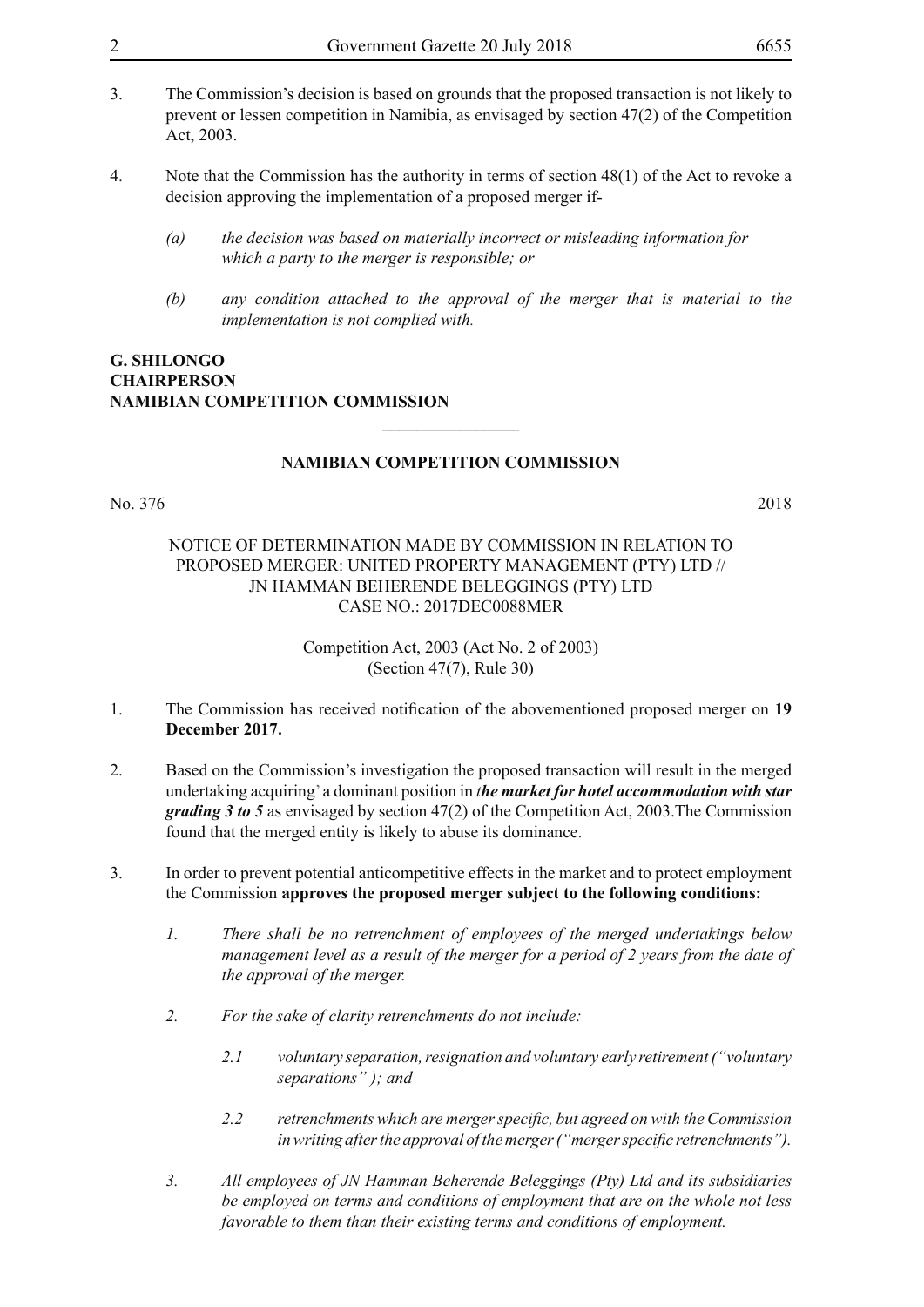3. The Commission's decision is based on grounds that the proposed transaction is not likely to prevent or lessen competition in Namibia, as envisaged by section 47(2) of the Competition Act, 2003.

4. Note that the Commission has the authority in terms of section 48(1) of the Act to revoke a decision approving the implementation of a proposed merger if-

   *(a) the decision was based on materially incorrect or misleading information for which a party to the merger is responsible; or*

   *(b) any condition attached to the approval of the merger that is material to the implementation is not complied with.*

**G. SHILONGO**
**CHAIRPERSON**
**NAMIBIAN COMPETITION COMMISSION**

---

## NAMIBIAN COMPETITION COMMISSION

No. 376 2018

NOTICE OF DETERMINATION MADE BY COMMISSION IN RELATION TO PROPOSED MERGER: UNITED PROPERTY MANAGEMENT (PTY) LTD // JN HAMMAN BEHERENDE BELEGGINGS (PTY) LTD
CASE NO.: 2017DEC0088MER

Competition Act, 2003 (Act No. 2 of 2003)
(Section 47(7), Rule 30)

1. The Commission has received notification of the abovementioned proposed merger on **19 December 2017.**

2. Based on the Commission's investigation the proposed transaction will result in the merged undertaking acquiring' a dominant position in ***the market for hotel accommodation with star grading 3 to 5*** as envisaged by section 47(2) of the Competition Act, 2003.The Commission found that the merged entity is likely to abuse its dominance.

3. In order to prevent potential anticompetitive effects in the market and to protect employment the Commission **approves the proposed merger subject to the following conditions:**

   *1. There shall be no retrenchment of employees of the merged undertakings below management level as a result of the merger for a period of 2 years from the date of the approval of the merger.*

   *2. For the sake of clarity retrenchments do not include:*

      *2.1 voluntary separation, resignation and voluntary early retirement ("voluntary separations" ); and*

      *2.2 retrenchments which are merger specific, but agreed on with the Commission in writing after the approval of the merger ("merger specific retrenchments").*

   *3. All employees of JN Hamman Beherende Beleggings (Pty) Ltd and its subsidiaries be employed on terms and conditions of employment that are on the whole not less favorable to them than their existing terms and conditions of employment.*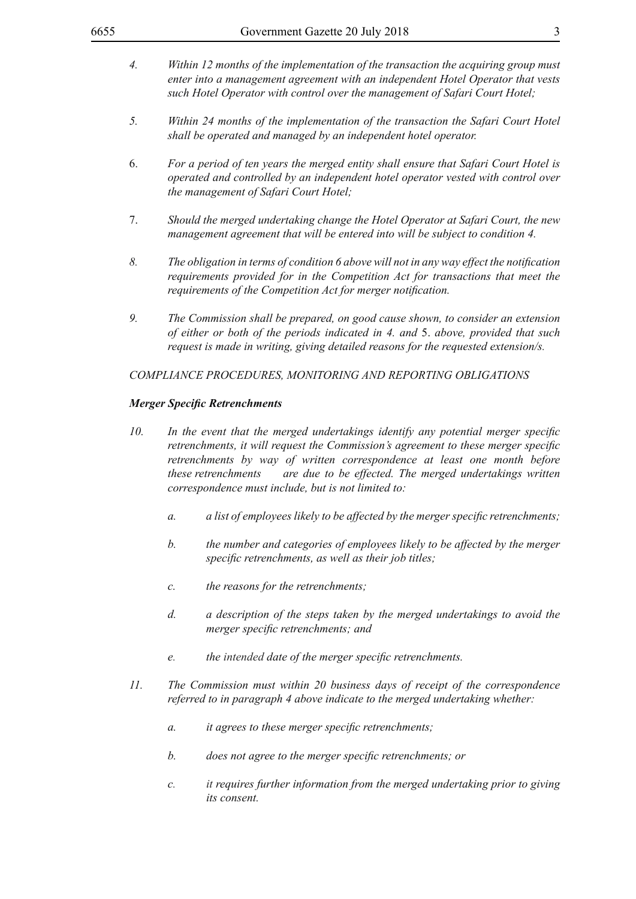4. *Within 12 months of the implementation of the transaction the acquiring group must enter into a management agreement with an independent Hotel Operator that vests such Hotel Operator with control over the management of Safari Court Hotel;*

5. *Within 24 months of the implementation of the transaction the Safari Court Hotel shall be operated and managed by an independent hotel operator.*

6. *For a period of ten years the merged entity shall ensure that Safari Court Hotel is operated and controlled by an independent hotel operator vested with control over the management of Safari Court Hotel;*

7. *Should the merged undertaking change the Hotel Operator at Safari Court, the new management agreement that will be entered into will be subject to condition 4.*

8. *The obligation in terms of condition 6 above will not in any way effect the notification requirements provided for in the Competition Act for transactions that meet the requirements of the Competition Act for merger notification.*

9. *The Commission shall be prepared, on good cause shown, to consider an extension of either or both of the periods indicated in 4. and 5. above, provided that such request is made in writing, giving detailed reasons for the requested extension/s.*

*COMPLIANCE PROCEDURES, MONITORING AND REPORTING OBLIGATIONS*

***Merger Specific Retrenchments***

10. *In the event that the merged undertakings identify any potential merger specific retrenchments, it will request the Commission's agreement to these merger specific retrenchments by way of written correspondence at least one month before these retrenchments are due to be effected. The merged undertakings written correspondence must include, but is not limited to:*

    a. *a list of employees likely to be affected by the merger specific retrenchments;*

    b. *the number and categories of employees likely to be affected by the merger specific retrenchments, as well as their job titles;*

    c. *the reasons for the retrenchments;*

    d. *a description of the steps taken by the merged undertakings to avoid the merger specific retrenchments; and*

    e. *the intended date of the merger specific retrenchments.*

11. *The Commission must within 20 business days of receipt of the correspondence referred to in paragraph 4 above indicate to the merged undertaking whether:*

    a. *it agrees to these merger specific retrenchments;*

    b. *does not agree to the merger specific retrenchments; or*

    c. *it requires further information from the merged undertaking prior to giving its consent.*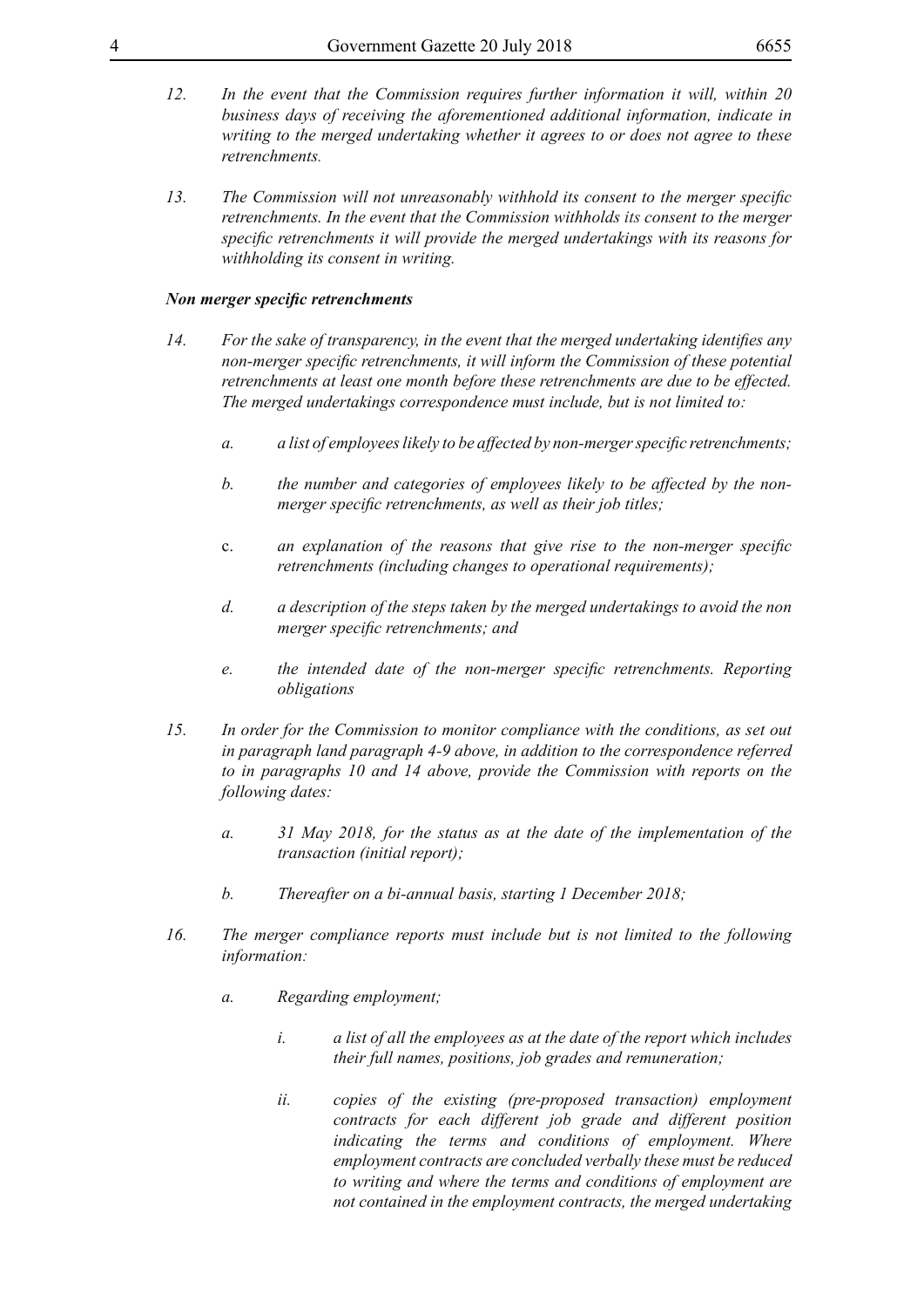*12. In the event that the Commission requires further information it will, within 20 business days of receiving the aforementioned additional information, indicate in writing to the merged undertaking whether it agrees to or does not agree to these retrenchments.*

*13. The Commission will not unreasonably withhold its consent to the merger specific retrenchments. In the event that the Commission withholds its consent to the merger specific retrenchments it will provide the merged undertakings with its reasons for withholding its consent in writing.*

***Non merger specific retrenchments***

*14. For the sake of transparency, in the event that the merged undertaking identifies any non-merger specific retrenchments, it will inform the Commission of these potential retrenchments at least one month before these retrenchments are due to be effected. The merged undertakings correspondence must include, but is not limited to:*

*a. a list of employees likely to be affected by non-merger specific retrenchments;*

*b. the number and categories of employees likely to be affected by the non-merger specific retrenchments, as well as their job titles;*

*c. an explanation of the reasons that give rise to the non-merger specific retrenchments (including changes to operational requirements);*

*d. a description of the steps taken by the merged undertakings to avoid the non merger specific retrenchments; and*

*e. the intended date of the non-merger specific retrenchments. Reporting obligations*

*15. In order for the Commission to monitor compliance with the conditions, as set out in paragraph land paragraph 4-9 above, in addition to the correspondence referred to in paragraphs 10 and 14 above, provide the Commission with reports on the following dates:*

*a. 31 May 2018, for the status as at the date of the implementation of the transaction (initial report);*

*b. Thereafter on a bi-annual basis, starting 1 December 2018;*

*16. The merger compliance reports must include but is not limited to the following information:*

*a. Regarding employment;*

*i. a list of all the employees as at the date of the report which includes their full names, positions, job grades and remuneration;*

*ii. copies of the existing (pre-proposed transaction) employment contracts for each different job grade and different position indicating the terms and conditions of employment. Where employment contracts are concluded verbally these must be reduced to writing and where the terms and conditions of employment are not contained in the employment contracts, the merged undertaking*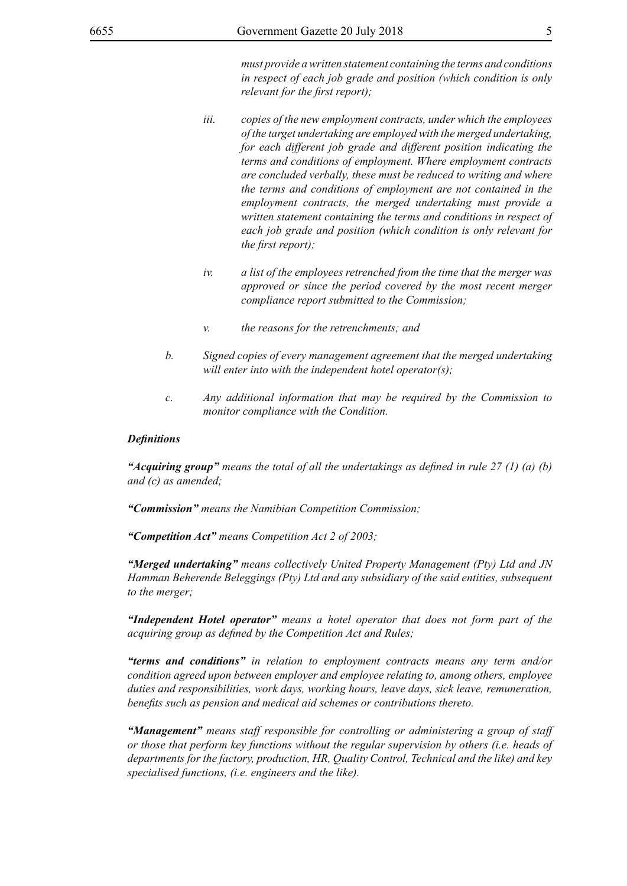*must provide a written statement containing the terms and conditions in respect of each job grade and position (which condition is only relevant for the first report);*

iii. *copies of the new employment contracts, under which the employees of the target undertaking are employed with the merged undertaking, for each different job grade and different position indicating the terms and conditions of employment. Where employment contracts are concluded verbally, these must be reduced to writing and where the terms and conditions of employment are not contained in the employment contracts, the merged undertaking must provide a written statement containing the terms and conditions in respect of each job grade and position (which condition is only relevant for the first report);*

iv. *a list of the employees retrenched from the time that the merger was approved or since the period covered by the most recent merger compliance report submitted to the Commission;*

v. *the reasons for the retrenchments; and*

b. *Signed copies of every management agreement that the merged undertaking will enter into with the independent hotel operator(s);*

c. *Any additional information that may be required by the Commission to monitor compliance with the Condition.*

***Definitions***

***"Acquiring group"*** *means the total of all the undertakings as defined in rule 27 (1) (a) (b) and (c) as amended;*

***"Commission"*** *means the Namibian Competition Commission;*

***"Competition Act"*** *means Competition Act 2 of 2003;*

***"Merged undertaking"*** *means collectively United Property Management (Pty) Ltd and JN Hamman Beherende Beleggings (Pty) Ltd and any subsidiary of the said entities, subsequent to the merger;*

***"Independent Hotel operator"*** *means a hotel operator that does not form part of the acquiring group as defined by the Competition Act and Rules;*

***"terms and conditions"*** *in relation to employment contracts means any term and/or condition agreed upon between employer and employee relating to, among others, employee duties and responsibilities, work days, working hours, leave days, sick leave, remuneration, benefits such as pension and medical aid schemes or contributions thereto.*

***"Management"*** *means staff responsible for controlling or administering a group of staff or those that perform key functions without the regular supervision by others (i.e. heads of departments for the factory, production, HR, Quality Control, Technical and the like) and key specialised functions, (i.e. engineers and the like).*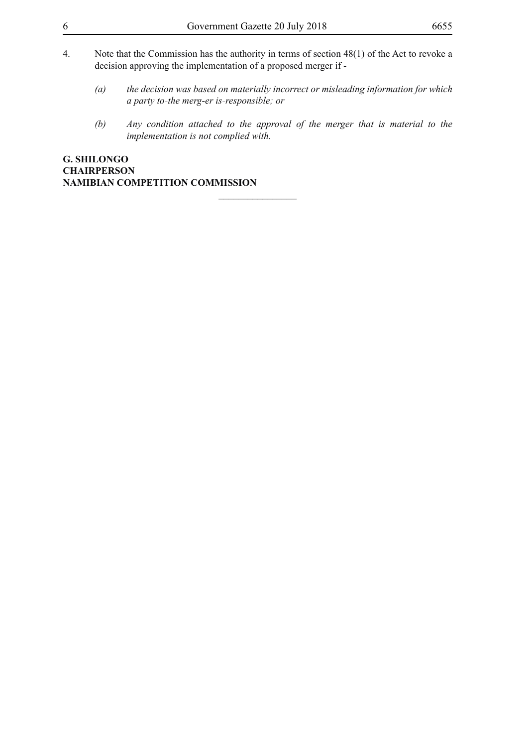4. Note that the Commission has the authority in terms of section 48(1) of the Act to revoke a decision approving the implementation of a proposed merger if -

   *(a) the decision was based on materially incorrect or misleading information for which a party to the merg-er is responsible; or*

   *(b) Any condition attached to the approval of the merger that is material to the implementation is not complied with.*

**G. SHILONGO**
**CHAIRPERSON**
**NAMIBIAN COMPETITION COMMISSION**

________________